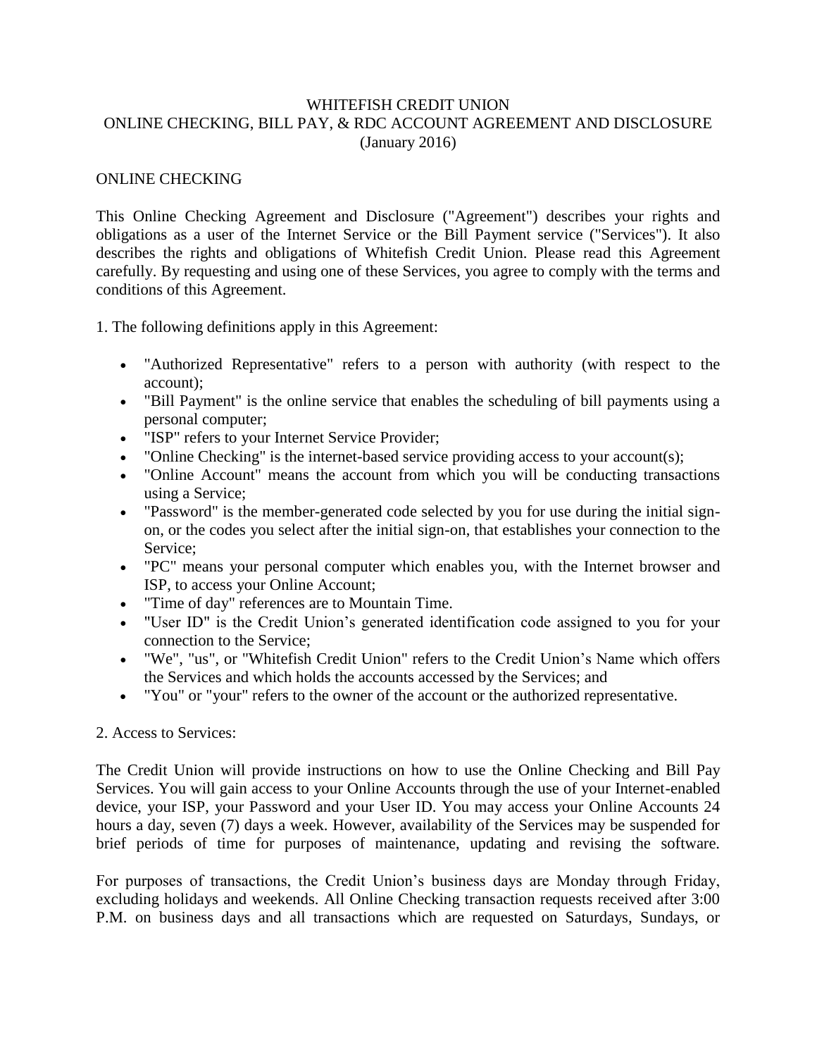# WHITEFISH CREDIT UNION
## ONLINE CHECKING, BILL PAY, & RDC ACCOUNT AGREEMENT AND DISCLOSURE
(January 2016)

## ONLINE CHECKING

This Online Checking Agreement and Disclosure ("Agreement") describes your rights and obligations as a user of the Internet Service or the Bill Payment service ("Services"). It also describes the rights and obligations of Whitefish Credit Union. Please read this Agreement carefully. By requesting and using one of these Services, you agree to comply with the terms and conditions of this Agreement.

1. The following definitions apply in this Agreement:

- "Authorized Representative" refers to a person with authority (with respect to the account);
- "Bill Payment" is the online service that enables the scheduling of bill payments using a personal computer;
- "ISP" refers to your Internet Service Provider;
- "Online Checking" is the internet-based service providing access to your account(s);
- "Online Account" means the account from which you will be conducting transactions using a Service;
- "Password" is the member-generated code selected by you for use during the initial sign-on, or the codes you select after the initial sign-on, that establishes your connection to the Service;
- "PC" means your personal computer which enables you, with the Internet browser and ISP, to access your Online Account;
- "Time of day" references are to Mountain Time.
- "User ID" is the Credit Union's generated identification code assigned to you for your connection to the Service;
- "We", "us", or "Whitefish Credit Union" refers to the Credit Union's Name which offers the Services and which holds the accounts accessed by the Services; and
- "You" or "your" refers to the owner of the account or the authorized representative.

2. Access to Services:

The Credit Union will provide instructions on how to use the Online Checking and Bill Pay Services. You will gain access to your Online Accounts through the use of your Internet-enabled device, your ISP, your Password and your User ID. You may access your Online Accounts 24 hours a day, seven (7) days a week. However, availability of the Services may be suspended for brief periods of time for purposes of maintenance, updating and revising the software.

For purposes of transactions, the Credit Union's business days are Monday through Friday, excluding holidays and weekends. All Online Checking transaction requests received after 3:00 P.M. on business days and all transactions which are requested on Saturdays, Sundays, or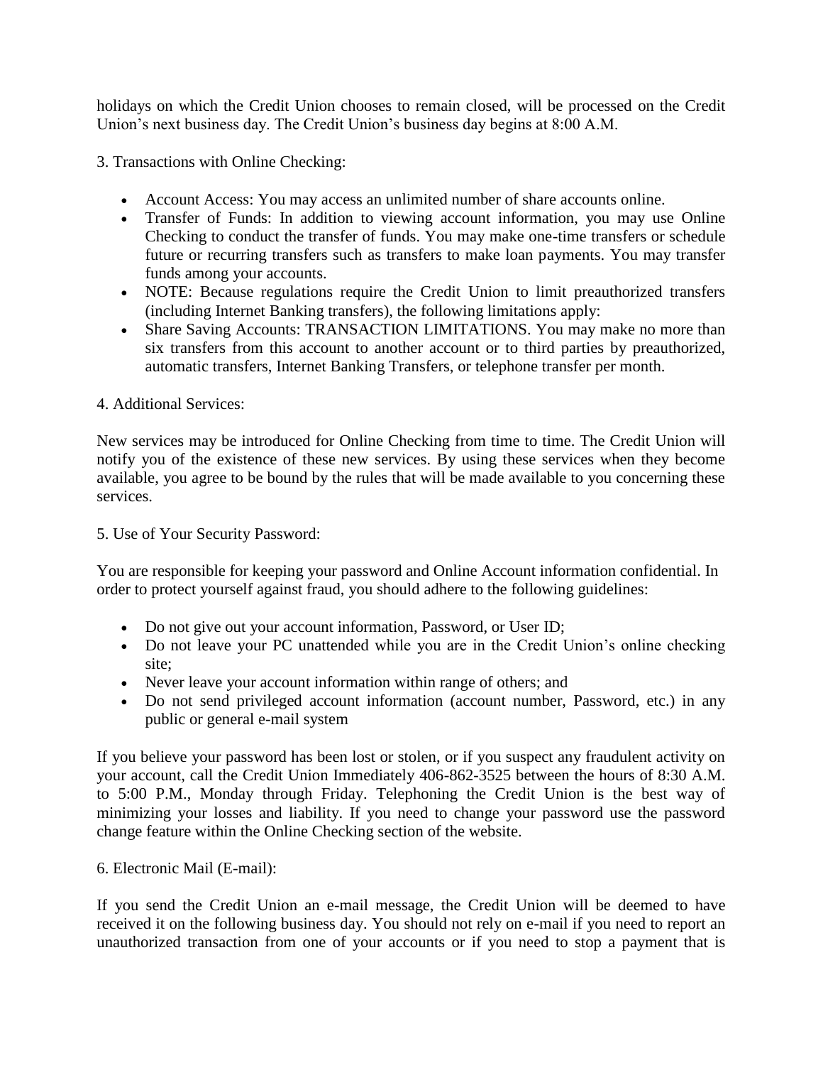holidays on which the Credit Union chooses to remain closed, will be processed on the Credit Union's next business day. The Credit Union's business day begins at 8:00 A.M.

3. Transactions with Online Checking:

- Account Access: You may access an unlimited number of share accounts online.
- Transfer of Funds: In addition to viewing account information, you may use Online Checking to conduct the transfer of funds. You may make one-time transfers or schedule future or recurring transfers such as transfers to make loan payments. You may transfer funds among your accounts.
- NOTE: Because regulations require the Credit Union to limit preauthorized transfers (including Internet Banking transfers), the following limitations apply:
- Share Saving Accounts: TRANSACTION LIMITATIONS. You may make no more than six transfers from this account to another account or to third parties by preauthorized, automatic transfers, Internet Banking Transfers, or telephone transfer per month.

4. Additional Services:

New services may be introduced for Online Checking from time to time. The Credit Union will notify you of the existence of these new services. By using these services when they become available, you agree to be bound by the rules that will be made available to you concerning these services.

5. Use of Your Security Password:

You are responsible for keeping your password and Online Account information confidential. In order to protect yourself against fraud, you should adhere to the following guidelines:

- Do not give out your account information, Password, or User ID;
- Do not leave your PC unattended while you are in the Credit Union's online checking site;
- Never leave your account information within range of others; and
- Do not send privileged account information (account number, Password, etc.) in any public or general e-mail system

If you believe your password has been lost or stolen, or if you suspect any fraudulent activity on your account, call the Credit Union Immediately 406-862-3525 between the hours of 8:30 A.M. to 5:00 P.M., Monday through Friday. Telephoning the Credit Union is the best way of minimizing your losses and liability. If you need to change your password use the password change feature within the Online Checking section of the website.

6. Electronic Mail (E-mail):

If you send the Credit Union an e-mail message, the Credit Union will be deemed to have received it on the following business day. You should not rely on e-mail if you need to report an unauthorized transaction from one of your accounts or if you need to stop a payment that is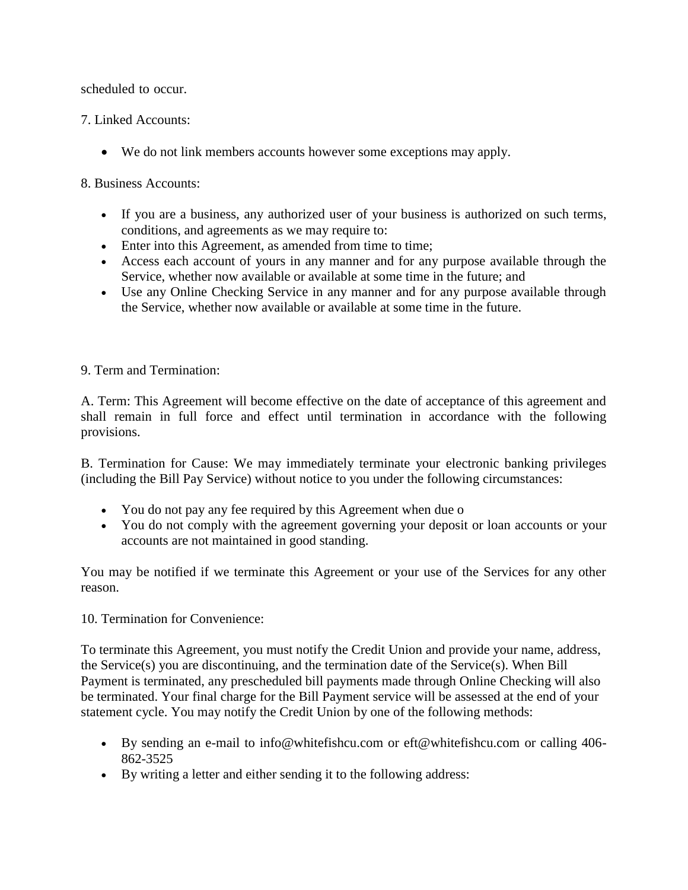scheduled to occur.

7. Linked Accounts:

- We do not link members accounts however some exceptions may apply.

8. Business Accounts:

- If you are a business, any authorized user of your business is authorized on such terms, conditions, and agreements as we may require to:
- Enter into this Agreement, as amended from time to time;
- Access each account of yours in any manner and for any purpose available through the Service, whether now available or available at some time in the future; and
- Use any Online Checking Service in any manner and for any purpose available through the Service, whether now available or available at some time in the future.

9. Term and Termination:

A. Term: This Agreement will become effective on the date of acceptance of this agreement and shall remain in full force and effect until termination in accordance with the following provisions.

B. Termination for Cause: We may immediately terminate your electronic banking privileges (including the Bill Pay Service) without notice to you under the following circumstances:

- You do not pay any fee required by this Agreement when due o
- You do not comply with the agreement governing your deposit or loan accounts or your accounts are not maintained in good standing.

You may be notified if we terminate this Agreement or your use of the Services for any other reason.

10. Termination for Convenience:

To terminate this Agreement, you must notify the Credit Union and provide your name, address, the Service(s) you are discontinuing, and the termination date of the Service(s). When Bill Payment is terminated, any prescheduled bill payments made through Online Checking will also be terminated. Your final charge for the Bill Payment service will be assessed at the end of your statement cycle. You may notify the Credit Union by one of the following methods:

- By sending an e-mail to info@whitefishcu.com or eft@whitefishcu.com or calling 406-862-3525
- By writing a letter and either sending it to the following address: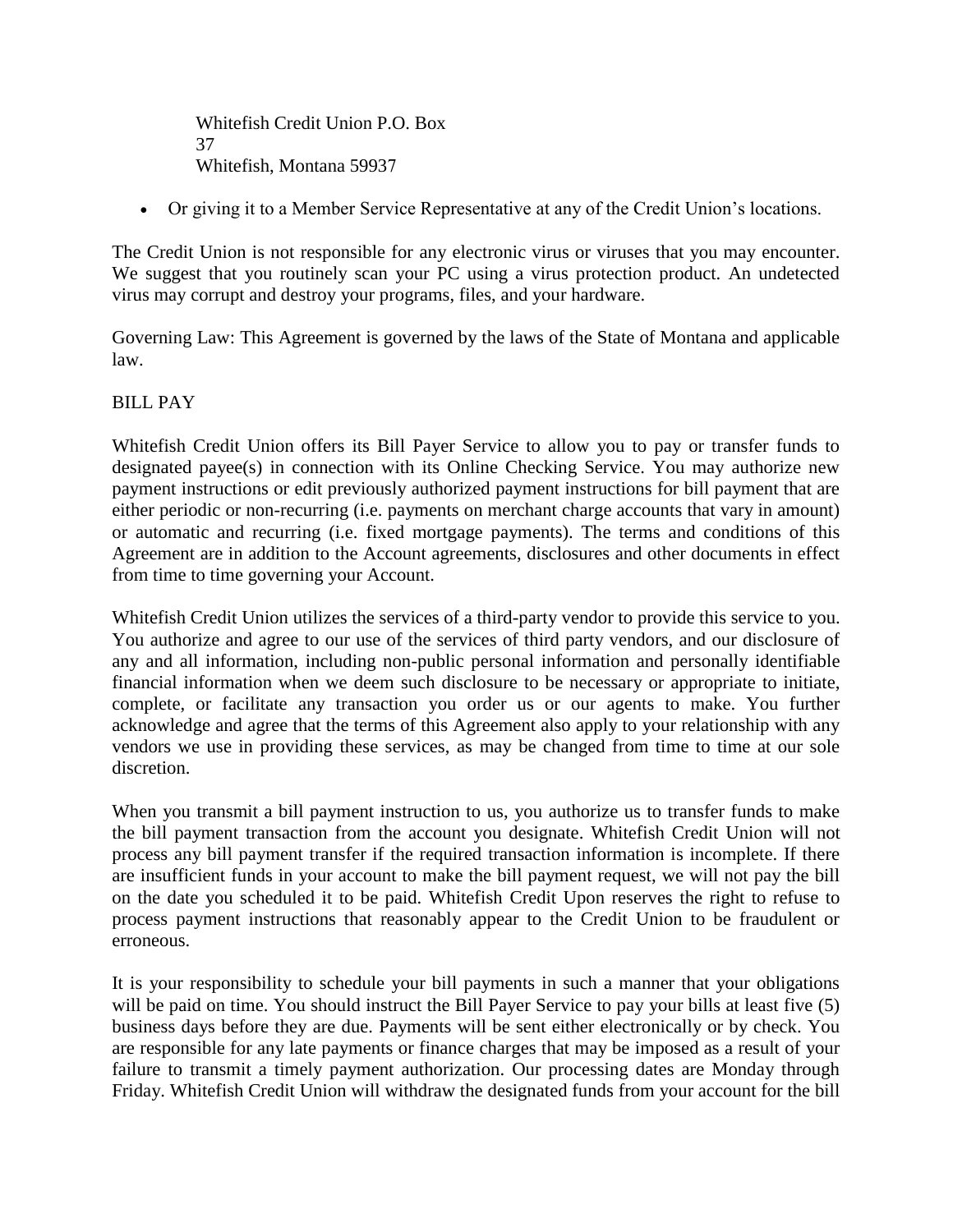Whitefish Credit Union P.O. Box 37
Whitefish, Montana 59937

- Or giving it to a Member Service Representative at any of the Credit Union's locations.

The Credit Union is not responsible for any electronic virus or viruses that you may encounter. We suggest that you routinely scan your PC using a virus protection product. An undetected virus may corrupt and destroy your programs, files, and your hardware.

Governing Law: This Agreement is governed by the laws of the State of Montana and applicable law.

## BILL PAY

Whitefish Credit Union offers its Bill Payer Service to allow you to pay or transfer funds to designated payee(s) in connection with its Online Checking Service. You may authorize new payment instructions or edit previously authorized payment instructions for bill payment that are either periodic or non-recurring (i.e. payments on merchant charge accounts that vary in amount) or automatic and recurring (i.e. fixed mortgage payments). The terms and conditions of this Agreement are in addition to the Account agreements, disclosures and other documents in effect from time to time governing your Account.

Whitefish Credit Union utilizes the services of a third-party vendor to provide this service to you. You authorize and agree to our use of the services of third party vendors, and our disclosure of any and all information, including non-public personal information and personally identifiable financial information when we deem such disclosure to be necessary or appropriate to initiate, complete, or facilitate any transaction you order us or our agents to make. You further acknowledge and agree that the terms of this Agreement also apply to your relationship with any vendors we use in providing these services, as may be changed from time to time at our sole discretion.

When you transmit a bill payment instruction to us, you authorize us to transfer funds to make the bill payment transaction from the account you designate. Whitefish Credit Union will not process any bill payment transfer if the required transaction information is incomplete. If there are insufficient funds in your account to make the bill payment request, we will not pay the bill on the date you scheduled it to be paid. Whitefish Credit Upon reserves the right to refuse to process payment instructions that reasonably appear to the Credit Union to be fraudulent or erroneous.

It is your responsibility to schedule your bill payments in such a manner that your obligations will be paid on time. You should instruct the Bill Payer Service to pay your bills at least five (5) business days before they are due. Payments will be sent either electronically or by check. You are responsible for any late payments or finance charges that may be imposed as a result of your failure to transmit a timely payment authorization. Our processing dates are Monday through Friday. Whitefish Credit Union will withdraw the designated funds from your account for the bill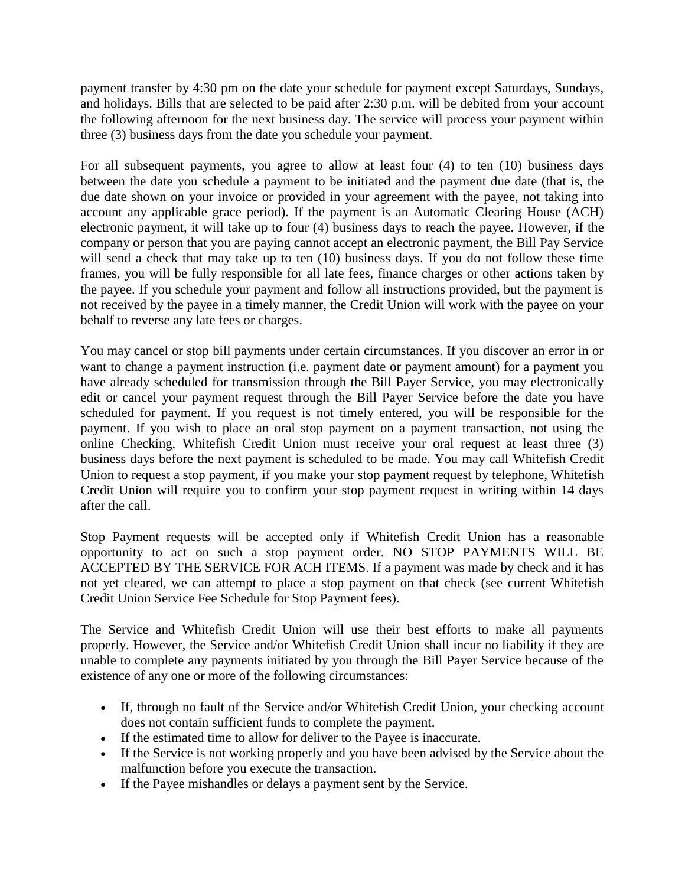payment transfer by 4:30 pm on the date your schedule for payment except Saturdays, Sundays, and holidays. Bills that are selected to be paid after 2:30 p.m. will be debited from your account the following afternoon for the next business day. The service will process your payment within three (3) business days from the date you schedule your payment.

For all subsequent payments, you agree to allow at least four (4) to ten (10) business days between the date you schedule a payment to be initiated and the payment due date (that is, the due date shown on your invoice or provided in your agreement with the payee, not taking into account any applicable grace period). If the payment is an Automatic Clearing House (ACH) electronic payment, it will take up to four (4) business days to reach the payee. However, if the company or person that you are paying cannot accept an electronic payment, the Bill Pay Service will send a check that may take up to ten (10) business days. If you do not follow these time frames, you will be fully responsible for all late fees, finance charges or other actions taken by the payee. If you schedule your payment and follow all instructions provided, but the payment is not received by the payee in a timely manner, the Credit Union will work with the payee on your behalf to reverse any late fees or charges.

You may cancel or stop bill payments under certain circumstances. If you discover an error in or want to change a payment instruction (i.e. payment date or payment amount) for a payment you have already scheduled for transmission through the Bill Payer Service, you may electronically edit or cancel your payment request through the Bill Payer Service before the date you have scheduled for payment. If you request is not timely entered, you will be responsible for the payment. If you wish to place an oral stop payment on a payment transaction, not using the online Checking, Whitefish Credit Union must receive your oral request at least three (3) business days before the next payment is scheduled to be made. You may call Whitefish Credit Union to request a stop payment, if you make your stop payment request by telephone, Whitefish Credit Union will require you to confirm your stop payment request in writing within 14 days after the call.

Stop Payment requests will be accepted only if Whitefish Credit Union has a reasonable opportunity to act on such a stop payment order. NO STOP PAYMENTS WILL BE ACCEPTED BY THE SERVICE FOR ACH ITEMS. If a payment was made by check and it has not yet cleared, we can attempt to place a stop payment on that check (see current Whitefish Credit Union Service Fee Schedule for Stop Payment fees).

The Service and Whitefish Credit Union will use their best efforts to make all payments properly. However, the Service and/or Whitefish Credit Union shall incur no liability if they are unable to complete any payments initiated by you through the Bill Payer Service because of the existence of any one or more of the following circumstances:

- If, through no fault of the Service and/or Whitefish Credit Union, your checking account does not contain sufficient funds to complete the payment.
- If the estimated time to allow for deliver to the Payee is inaccurate.
- If the Service is not working properly and you have been advised by the Service about the malfunction before you execute the transaction.
- If the Payee mishandles or delays a payment sent by the Service.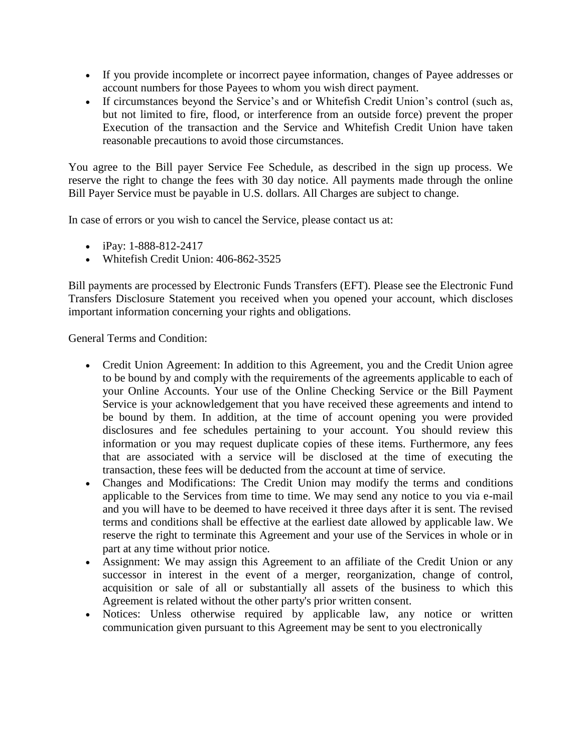- If you provide incomplete or incorrect payee information, changes of Payee addresses or account numbers for those Payees to whom you wish direct payment.
- If circumstances beyond the Service's and or Whitefish Credit Union's control (such as, but not limited to fire, flood, or interference from an outside force) prevent the proper Execution of the transaction and the Service and Whitefish Credit Union have taken reasonable precautions to avoid those circumstances.

You agree to the Bill payer Service Fee Schedule, as described in the sign up process. We reserve the right to change the fees with 30 day notice. All payments made through the online Bill Payer Service must be payable in U.S. dollars. All Charges are subject to change.

In case of errors or you wish to cancel the Service, please contact us at:

- iPay: 1-888-812-2417
- Whitefish Credit Union: 406-862-3525

Bill payments are processed by Electronic Funds Transfers (EFT). Please see the Electronic Fund Transfers Disclosure Statement you received when you opened your account, which discloses important information concerning your rights and obligations.

General Terms and Condition:

- Credit Union Agreement: In addition to this Agreement, you and the Credit Union agree to be bound by and comply with the requirements of the agreements applicable to each of your Online Accounts. Your use of the Online Checking Service or the Bill Payment Service is your acknowledgement that you have received these agreements and intend to be bound by them. In addition, at the time of account opening you were provided disclosures and fee schedules pertaining to your account. You should review this information or you may request duplicate copies of these items. Furthermore, any fees that are associated with a service will be disclosed at the time of executing the transaction, these fees will be deducted from the account at time of service.
- Changes and Modifications: The Credit Union may modify the terms and conditions applicable to the Services from time to time. We may send any notice to you via e-mail and you will have to be deemed to have received it three days after it is sent. The revised terms and conditions shall be effective at the earliest date allowed by applicable law. We reserve the right to terminate this Agreement and your use of the Services in whole or in part at any time without prior notice.
- Assignment: We may assign this Agreement to an affiliate of the Credit Union or any successor in interest in the event of a merger, reorganization, change of control, acquisition or sale of all or substantially all assets of the business to which this Agreement is related without the other party's prior written consent.
- Notices: Unless otherwise required by applicable law, any notice or written communication given pursuant to this Agreement may be sent to you electronically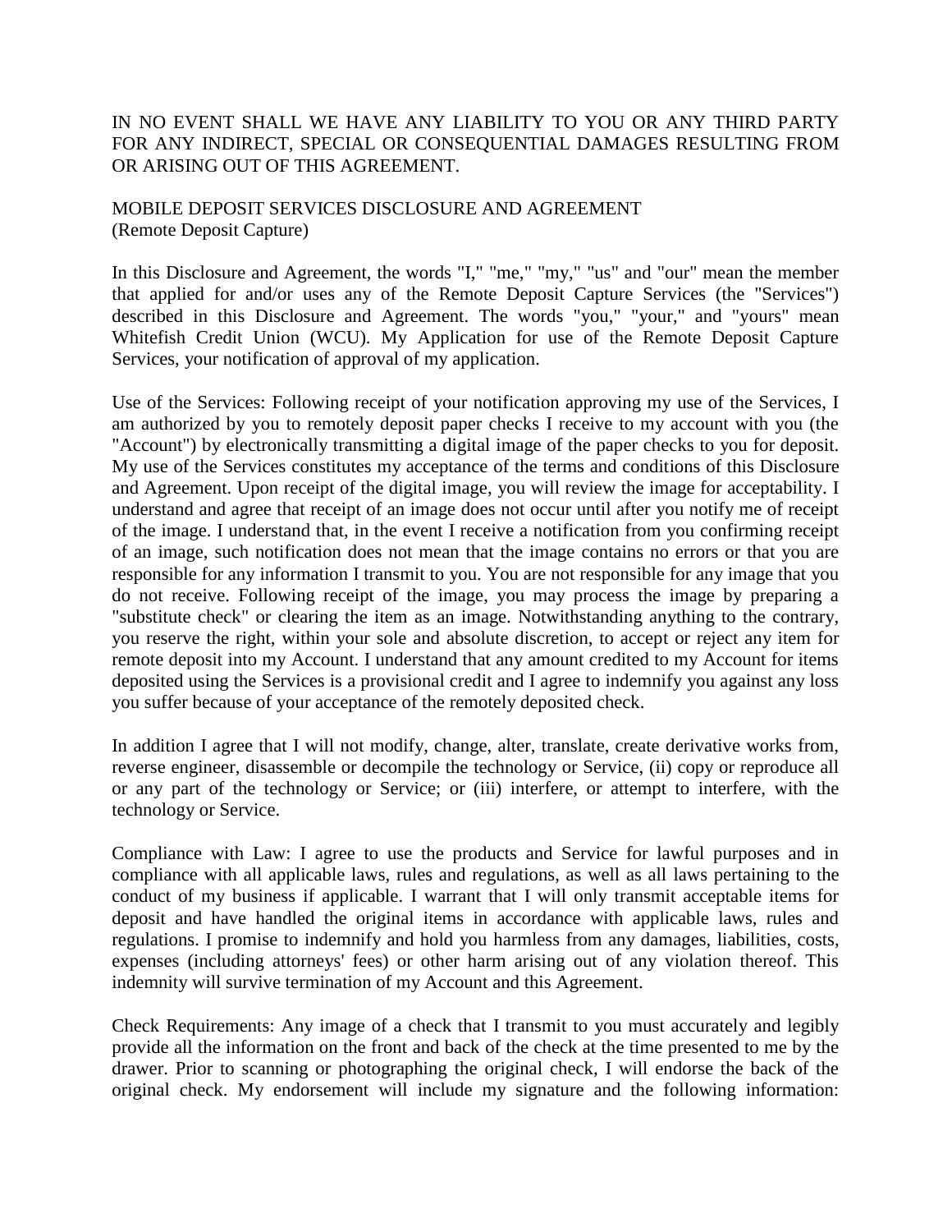IN NO EVENT SHALL WE HAVE ANY LIABILITY TO YOU OR ANY THIRD PARTY FOR ANY INDIRECT, SPECIAL OR CONSEQUENTIAL DAMAGES RESULTING FROM OR ARISING OUT OF THIS AGREEMENT.

MOBILE DEPOSIT SERVICES DISCLOSURE AND AGREEMENT
(Remote Deposit Capture)

In this Disclosure and Agreement, the words "I," "me," "my," "us" and "our" mean the member that applied for and/or uses any of the Remote Deposit Capture Services (the "Services") described in this Disclosure and Agreement. The words "you," "your," and "yours" mean Whitefish Credit Union (WCU). My Application for use of the Remote Deposit Capture Services, your notification of approval of my application.

Use of the Services: Following receipt of your notification approving my use of the Services, I am authorized by you to remotely deposit paper checks I receive to my account with you (the "Account") by electronically transmitting a digital image of the paper checks to you for deposit. My use of the Services constitutes my acceptance of the terms and conditions of this Disclosure and Agreement. Upon receipt of the digital image, you will review the image for acceptability. I understand and agree that receipt of an image does not occur until after you notify me of receipt of the image. I understand that, in the event I receive a notification from you confirming receipt of an image, such notification does not mean that the image contains no errors or that you are responsible for any information I transmit to you. You are not responsible for any image that you do not receive. Following receipt of the image, you may process the image by preparing a "substitute check" or clearing the item as an image. Notwithstanding anything to the contrary, you reserve the right, within your sole and absolute discretion, to accept or reject any item for remote deposit into my Account. I understand that any amount credited to my Account for items deposited using the Services is a provisional credit and I agree to indemnify you against any loss you suffer because of your acceptance of the remotely deposited check.

In addition I agree that I will not modify, change, alter, translate, create derivative works from, reverse engineer, disassemble or decompile the technology or Service, (ii) copy or reproduce all or any part of the technology or Service; or (iii) interfere, or attempt to interfere, with the technology or Service.

Compliance with Law: I agree to use the products and Service for lawful purposes and in compliance with all applicable laws, rules and regulations, as well as all laws pertaining to the conduct of my business if applicable. I warrant that I will only transmit acceptable items for deposit and have handled the original items in accordance with applicable laws, rules and regulations. I promise to indemnify and hold you harmless from any damages, liabilities, costs, expenses (including attorneys' fees) or other harm arising out of any violation thereof. This indemnity will survive termination of my Account and this Agreement.

Check Requirements: Any image of a check that I transmit to you must accurately and legibly provide all the information on the front and back of the check at the time presented to me by the drawer. Prior to scanning or photographing the original check, I will endorse the back of the original check. My endorsement will include my signature and the following information: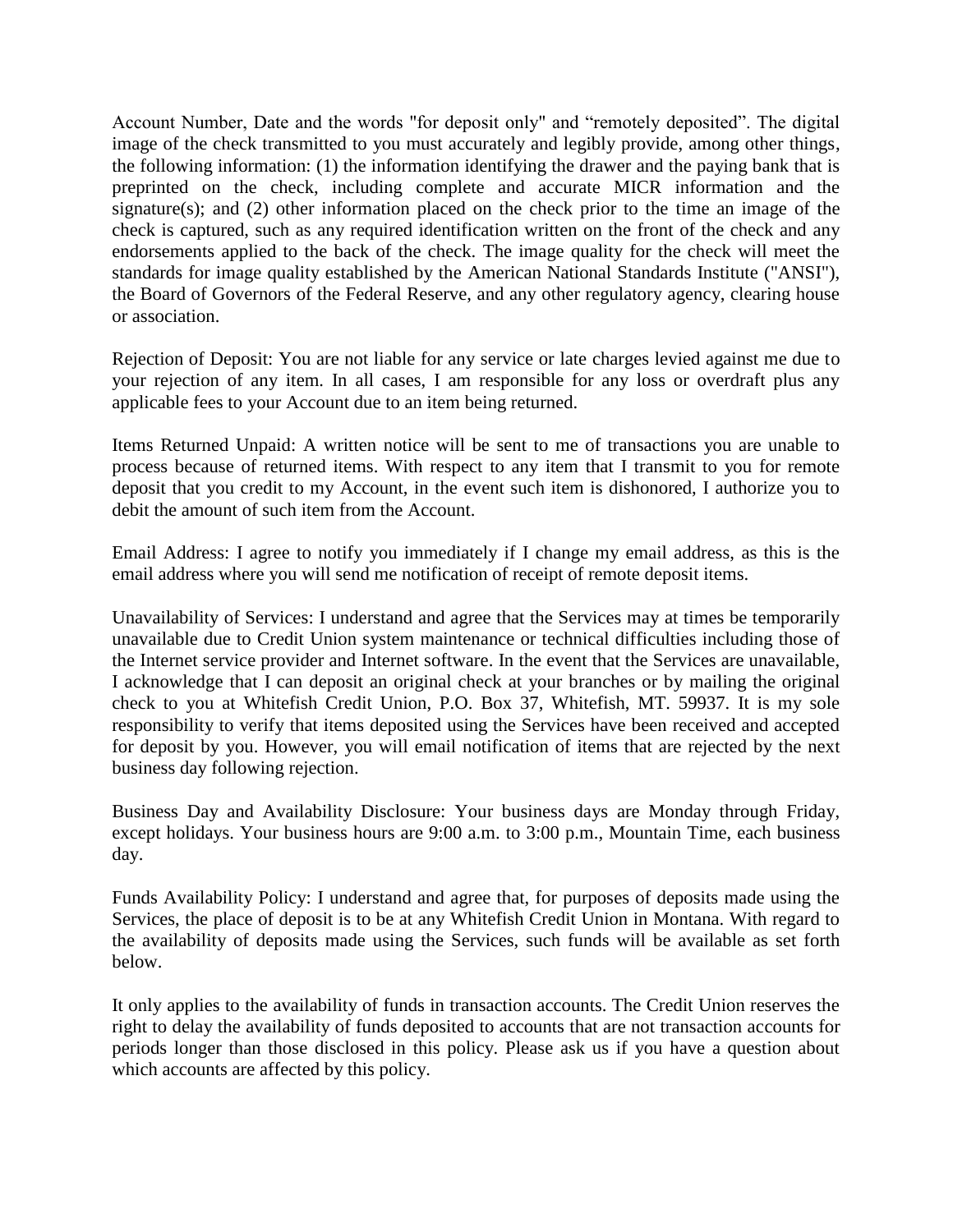Account Number, Date and the words "for deposit only" and “remotely deposited”. The digital image of the check transmitted to you must accurately and legibly provide, among other things, the following information: (1) the information identifying the drawer and the paying bank that is preprinted on the check, including complete and accurate MICR information and the signature(s); and (2) other information placed on the check prior to the time an image of the check is captured, such as any required identification written on the front of the check and any endorsements applied to the back of the check. The image quality for the check will meet the standards for image quality established by the American National Standards Institute ("ANSI"), the Board of Governors of the Federal Reserve, and any other regulatory agency, clearing house or association.

Rejection of Deposit: You are not liable for any service or late charges levied against me due to your rejection of any item. In all cases, I am responsible for any loss or overdraft plus any applicable fees to your Account due to an item being returned.

Items Returned Unpaid: A written notice will be sent to me of transactions you are unable to process because of returned items. With respect to any item that I transmit to you for remote deposit that you credit to my Account, in the event such item is dishonored, I authorize you to debit the amount of such item from the Account.

Email Address: I agree to notify you immediately if I change my email address, as this is the email address where you will send me notification of receipt of remote deposit items.

Unavailability of Services: I understand and agree that the Services may at times be temporarily unavailable due to Credit Union system maintenance or technical difficulties including those of the Internet service provider and Internet software. In the event that the Services are unavailable, I acknowledge that I can deposit an original check at your branches or by mailing the original check to you at Whitefish Credit Union, P.O. Box 37, Whitefish, MT. 59937. It is my sole responsibility to verify that items deposited using the Services have been received and accepted for deposit by you. However, you will email notification of items that are rejected by the next business day following rejection.

Business Day and Availability Disclosure: Your business days are Monday through Friday, except holidays. Your business hours are 9:00 a.m. to 3:00 p.m., Mountain Time, each business day.

Funds Availability Policy: I understand and agree that, for purposes of deposits made using the Services, the place of deposit is to be at any Whitefish Credit Union in Montana. With regard to the availability of deposits made using the Services, such funds will be available as set forth below.

It only applies to the availability of funds in transaction accounts. The Credit Union reserves the right to delay the availability of funds deposited to accounts that are not transaction accounts for periods longer than those disclosed in this policy. Please ask us if you have a question about which accounts are affected by this policy.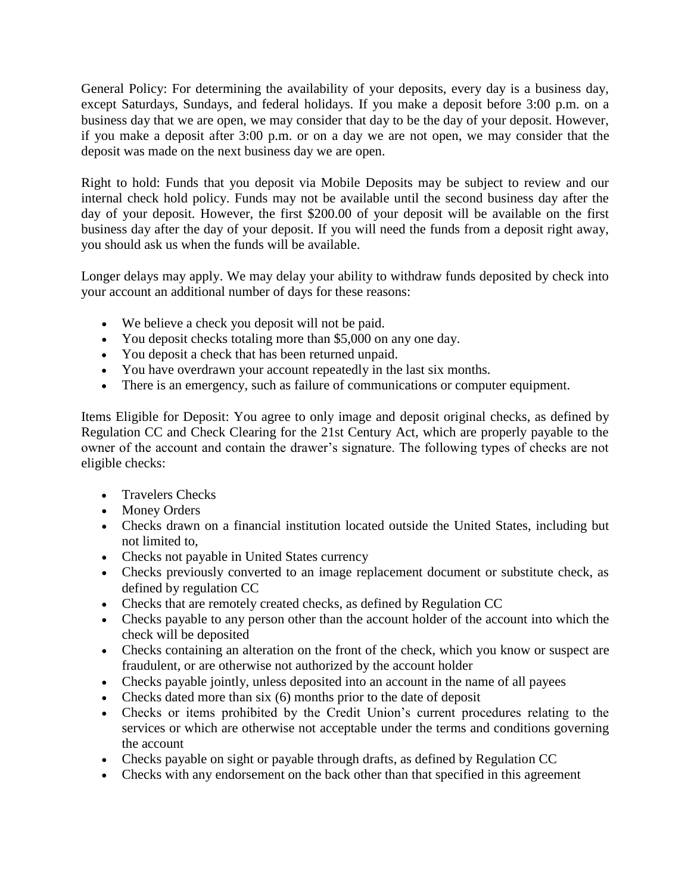General Policy: For determining the availability of your deposits, every day is a business day, except Saturdays, Sundays, and federal holidays. If you make a deposit before 3:00 p.m. on a business day that we are open, we may consider that day to be the day of your deposit. However, if you make a deposit after 3:00 p.m. or on a day we are not open, we may consider that the deposit was made on the next business day we are open.

Right to hold: Funds that you deposit via Mobile Deposits may be subject to review and our internal check hold policy. Funds may not be available until the second business day after the day of your deposit. However, the first $200.00 of your deposit will be available on the first business day after the day of your deposit. If you will need the funds from a deposit right away, you should ask us when the funds will be available.

Longer delays may apply. We may delay your ability to withdraw funds deposited by check into your account an additional number of days for these reasons:

- We believe a check you deposit will not be paid.
- You deposit checks totaling more than $5,000 on any one day.
- You deposit a check that has been returned unpaid.
- You have overdrawn your account repeatedly in the last six months.
- There is an emergency, such as failure of communications or computer equipment.

Items Eligible for Deposit: You agree to only image and deposit original checks, as defined by Regulation CC and Check Clearing for the 21st Century Act, which are properly payable to the owner of the account and contain the drawer's signature. The following types of checks are not eligible checks:

- Travelers Checks
- Money Orders
- Checks drawn on a financial institution located outside the United States, including but not limited to,
- Checks not payable in United States currency
- Checks previously converted to an image replacement document or substitute check, as defined by regulation CC
- Checks that are remotely created checks, as defined by Regulation CC
- Checks payable to any person other than the account holder of the account into which the check will be deposited
- Checks containing an alteration on the front of the check, which you know or suspect are fraudulent, or are otherwise not authorized by the account holder
- Checks payable jointly, unless deposited into an account in the name of all payees
- Checks dated more than six (6) months prior to the date of deposit
- Checks or items prohibited by the Credit Union's current procedures relating to the services or which are otherwise not acceptable under the terms and conditions governing the account
- Checks payable on sight or payable through drafts, as defined by Regulation CC
- Checks with any endorsement on the back other than that specified in this agreement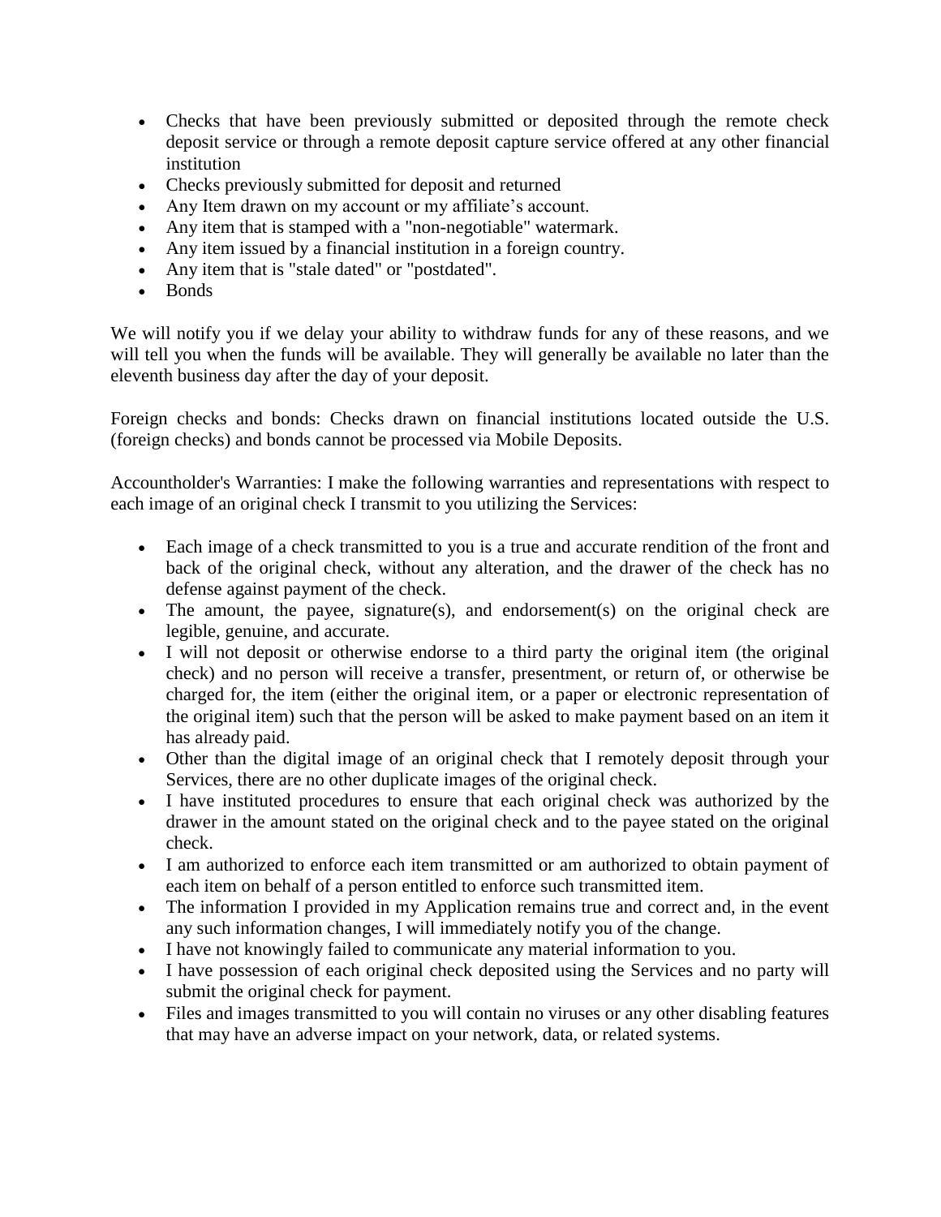- Checks that have been previously submitted or deposited through the remote check deposit service or through a remote deposit capture service offered at any other financial institution
- Checks previously submitted for deposit and returned
- Any Item drawn on my account or my affiliate's account.
- Any item that is stamped with a "non-negotiable" watermark.
- Any item issued by a financial institution in a foreign country.
- Any item that is "stale dated" or "postdated".
- Bonds

We will notify you if we delay your ability to withdraw funds for any of these reasons, and we will tell you when the funds will be available. They will generally be available no later than the eleventh business day after the day of your deposit.

Foreign checks and bonds: Checks drawn on financial institutions located outside the U.S. (foreign checks) and bonds cannot be processed via Mobile Deposits.

Accountholder's Warranties: I make the following warranties and representations with respect to each image of an original check I transmit to you utilizing the Services:

- Each image of a check transmitted to you is a true and accurate rendition of the front and back of the original check, without any alteration, and the drawer of the check has no defense against payment of the check.
- The amount, the payee, signature(s), and endorsement(s) on the original check are legible, genuine, and accurate.
- I will not deposit or otherwise endorse to a third party the original item (the original check) and no person will receive a transfer, presentment, or return of, or otherwise be charged for, the item (either the original item, or a paper or electronic representation of the original item) such that the person will be asked to make payment based on an item it has already paid.
- Other than the digital image of an original check that I remotely deposit through your Services, there are no other duplicate images of the original check.
- I have instituted procedures to ensure that each original check was authorized by the drawer in the amount stated on the original check and to the payee stated on the original check.
- I am authorized to enforce each item transmitted or am authorized to obtain payment of each item on behalf of a person entitled to enforce such transmitted item.
- The information I provided in my Application remains true and correct and, in the event any such information changes, I will immediately notify you of the change.
- I have not knowingly failed to communicate any material information to you.
- I have possession of each original check deposited using the Services and no party will submit the original check for payment.
- Files and images transmitted to you will contain no viruses or any other disabling features that may have an adverse impact on your network, data, or related systems.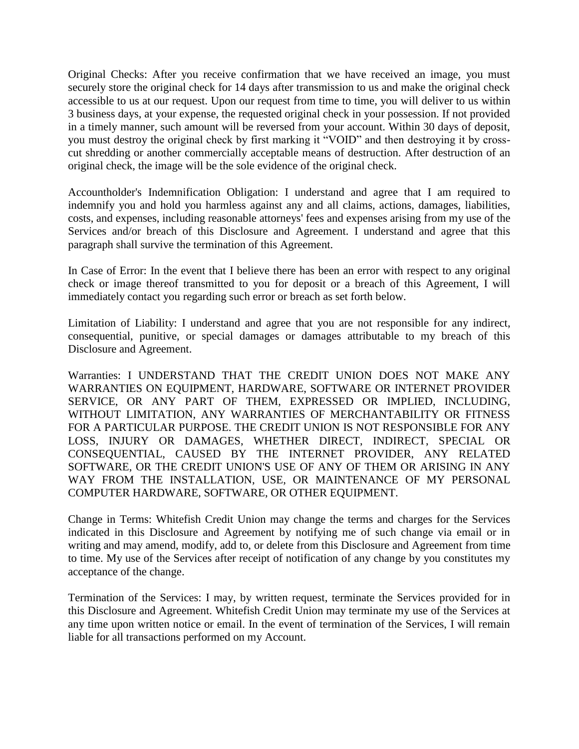Original Checks: After you receive confirmation that we have received an image, you must securely store the original check for 14 days after transmission to us and make the original check accessible to us at our request. Upon our request from time to time, you will deliver to us within 3 business days, at your expense, the requested original check in your possession. If not provided in a timely manner, such amount will be reversed from your account. Within 30 days of deposit, you must destroy the original check by first marking it "VOID" and then destroying it by cross-cut shredding or another commercially acceptable means of destruction. After destruction of an original check, the image will be the sole evidence of the original check.

Accountholder's Indemnification Obligation: I understand and agree that I am required to indemnify you and hold you harmless against any and all claims, actions, damages, liabilities, costs, and expenses, including reasonable attorneys' fees and expenses arising from my use of the Services and/or breach of this Disclosure and Agreement. I understand and agree that this paragraph shall survive the termination of this Agreement.

In Case of Error: In the event that I believe there has been an error with respect to any original check or image thereof transmitted to you for deposit or a breach of this Agreement, I will immediately contact you regarding such error or breach as set forth below.

Limitation of Liability: I understand and agree that you are not responsible for any indirect, consequential, punitive, or special damages or damages attributable to my breach of this Disclosure and Agreement.

Warranties: I UNDERSTAND THAT THE CREDIT UNION DOES NOT MAKE ANY WARRANTIES ON EQUIPMENT, HARDWARE, SOFTWARE OR INTERNET PROVIDER SERVICE, OR ANY PART OF THEM, EXPRESSED OR IMPLIED, INCLUDING, WITHOUT LIMITATION, ANY WARRANTIES OF MERCHANTABILITY OR FITNESS FOR A PARTICULAR PURPOSE. THE CREDIT UNION IS NOT RESPONSIBLE FOR ANY LOSS, INJURY OR DAMAGES, WHETHER DIRECT, INDIRECT, SPECIAL OR CONSEQUENTIAL, CAUSED BY THE INTERNET PROVIDER, ANY RELATED SOFTWARE, OR THE CREDIT UNION'S USE OF ANY OF THEM OR ARISING IN ANY WAY FROM THE INSTALLATION, USE, OR MAINTENANCE OF MY PERSONAL COMPUTER HARDWARE, SOFTWARE, OR OTHER EQUIPMENT.

Change in Terms: Whitefish Credit Union may change the terms and charges for the Services indicated in this Disclosure and Agreement by notifying me of such change via email or in writing and may amend, modify, add to, or delete from this Disclosure and Agreement from time to time. My use of the Services after receipt of notification of any change by you constitutes my acceptance of the change.

Termination of the Services: I may, by written request, terminate the Services provided for in this Disclosure and Agreement. Whitefish Credit Union may terminate my use of the Services at any time upon written notice or email. In the event of termination of the Services, I will remain liable for all transactions performed on my Account.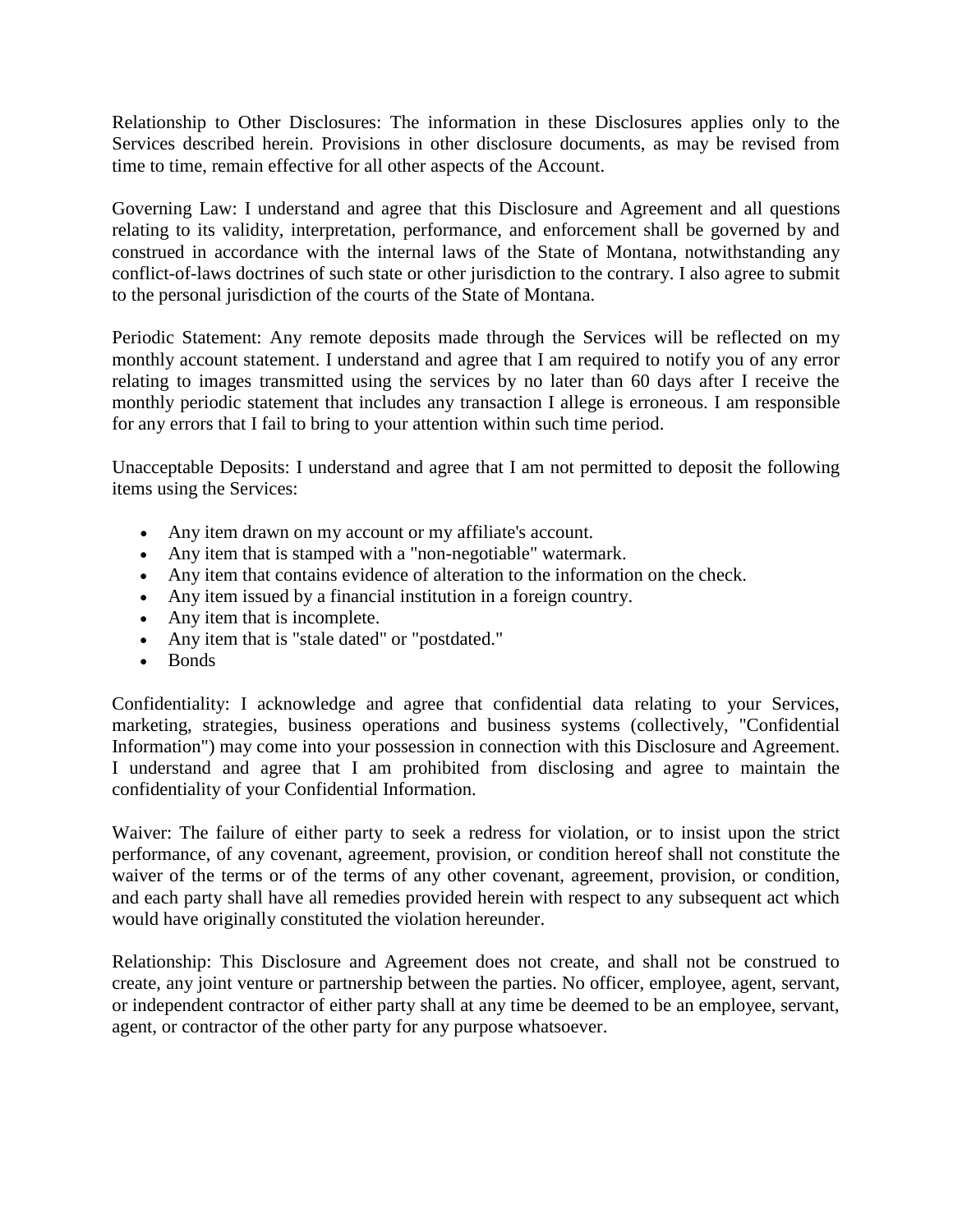Relationship to Other Disclosures: The information in these Disclosures applies only to the Services described herein. Provisions in other disclosure documents, as may be revised from time to time, remain effective for all other aspects of the Account.

Governing Law: I understand and agree that this Disclosure and Agreement and all questions relating to its validity, interpretation, performance, and enforcement shall be governed by and construed in accordance with the internal laws of the State of Montana, notwithstanding any conflict-of-laws doctrines of such state or other jurisdiction to the contrary. I also agree to submit to the personal jurisdiction of the courts of the State of Montana.

Periodic Statement: Any remote deposits made through the Services will be reflected on my monthly account statement. I understand and agree that I am required to notify you of any error relating to images transmitted using the services by no later than 60 days after I receive the monthly periodic statement that includes any transaction I allege is erroneous. I am responsible for any errors that I fail to bring to your attention within such time period.

Unacceptable Deposits: I understand and agree that I am not permitted to deposit the following items using the Services:

- Any item drawn on my account or my affiliate's account.
- Any item that is stamped with a "non-negotiable" watermark.
- Any item that contains evidence of alteration to the information on the check.
- Any item issued by a financial institution in a foreign country.
- Any item that is incomplete.
- Any item that is "stale dated" or "postdated."
- Bonds

Confidentiality: I acknowledge and agree that confidential data relating to your Services, marketing, strategies, business operations and business systems (collectively, "Confidential Information") may come into your possession in connection with this Disclosure and Agreement. I understand and agree that I am prohibited from disclosing and agree to maintain the confidentiality of your Confidential Information.

Waiver: The failure of either party to seek a redress for violation, or to insist upon the strict performance, of any covenant, agreement, provision, or condition hereof shall not constitute the waiver of the terms or of the terms of any other covenant, agreement, provision, or condition, and each party shall have all remedies provided herein with respect to any subsequent act which would have originally constituted the violation hereunder.

Relationship: This Disclosure and Agreement does not create, and shall not be construed to create, any joint venture or partnership between the parties. No officer, employee, agent, servant, or independent contractor of either party shall at any time be deemed to be an employee, servant, agent, or contractor of the other party for any purpose whatsoever.